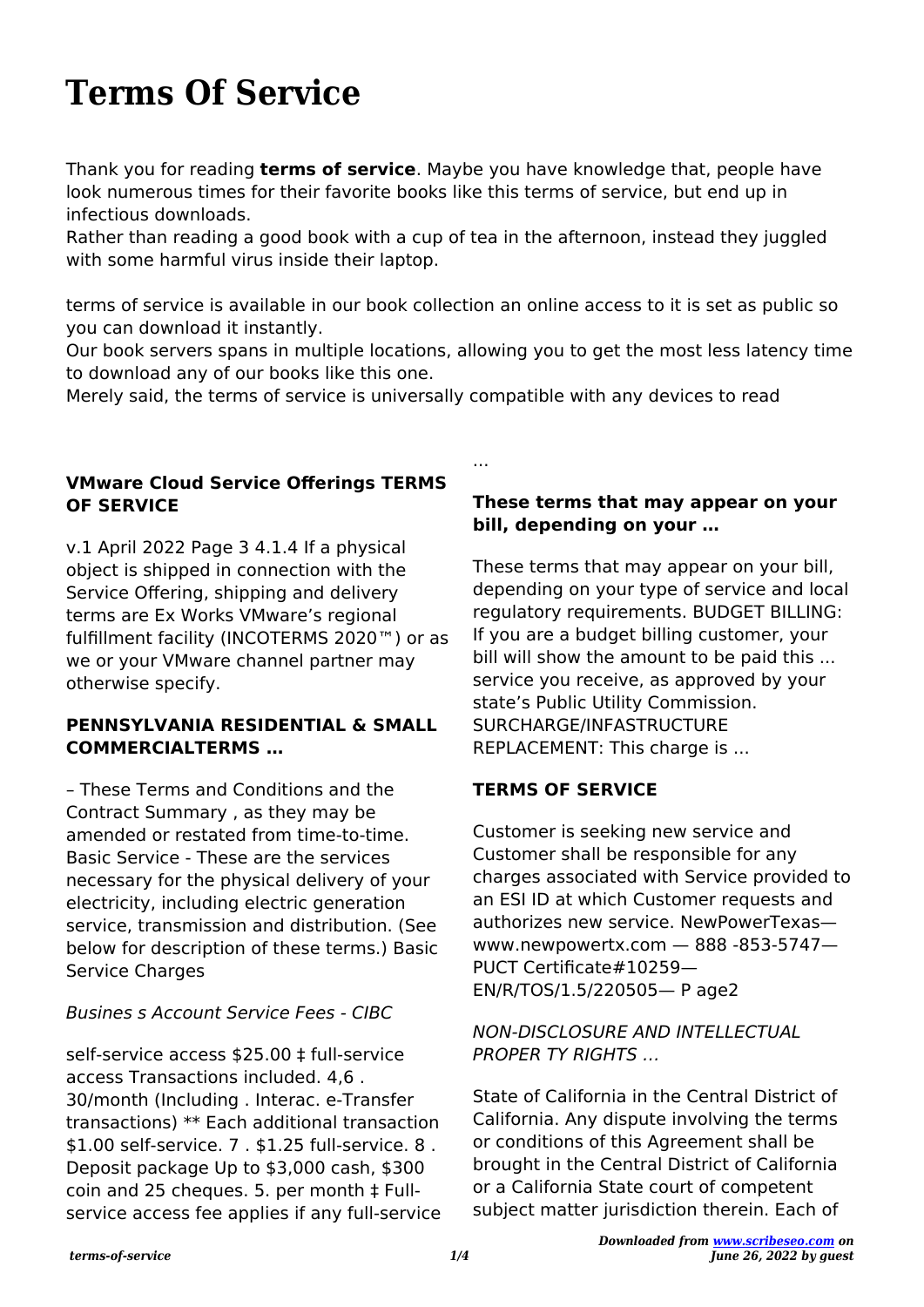# Terms Of Service

Thank you for reading **terms of service**. Maybe you have knowledge that, people have look numerous times for their favorite books like this terms of service, but end up in infectious downloads.

Rather than reading a good book with a cup of tea in the afternoon, instead they juggled with some harmful virus inside their laptop.

terms of service is available in our book collection an online access to it is set as public so you can download it instantly.

Our book servers spans in multiple locations, allowing you to get the most less latency time to download any of our books like this one.

Merely said, the terms of service is universally compatible with any devices to read

### VMware Cloud Service Offerings TERMS OF SERVICE

v.1 April 2022 Page 3 4.1.4 If a physical object is shipped in connection with the Service Offering, shipping and delivery terms are Ex Works VMware's regional fulfillment facility (INCOTERMS 2020™) or as we or your VMware channel partner may otherwise specify.

### PENNSYLVANIA RESIDENTIAL & SMALL COMMERCIALTERMS …

– These Terms and Conditions and the Contract Summary , as they may be amended or restated from time-to-time. Basic Service - These are the services necessary for the physical delivery of your electricity, including electric generation service, transmission and distribution. (See below for description of these terms.) Basic Service Charges

*Busines s Account Service Fees - CIBC*

self-service access $25.00 ‡ full-service access Transactions included. 4,6 . 30/month (Including . Interac. e-Transfer transactions) ** Each additional transaction $1.00 self-service. 7 . $1.25 full-service. 8 . Deposit package Up to $3,000 cash, $300 coin and 25 cheques. 5. per month ‡ Full-service access fee applies if any full-service …

### These terms that may appear on your bill, depending on your …

These terms that may appear on your bill, depending on your type of service and local regulatory requirements. BUDGET BILLING: If you are a budget billing customer, your bill will show the amount to be paid this ... service you receive, as approved by your state's Public Utility Commission. SURCHARGE/INFASTRUCTURE REPLACEMENT: This charge is ...

### TERMS OF SERVICE

Customer is seeking new service and Customer shall be responsible for any charges associated with Service provided to an ESI ID at which Customer requests and authorizes new service. NewPowerTexas— www.newpowertx.com — 888 -853-5747— PUCT Certificate#10259— EN/R/TOS/1.5/220505— P age2

*NON-DISCLOSURE AND INTELLECTUAL PROPER TY RIGHTS …*

State of California in the Central District of California. Any dispute involving the terms or conditions of this Agreement shall be brought in the Central District of California or a California State court of competent subject matter jurisdiction therein. Each of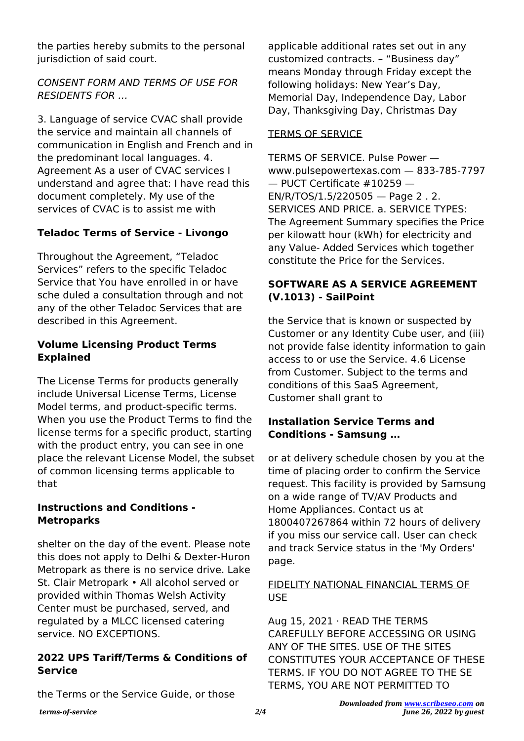the parties hereby submits to the personal jurisdiction of said court.

*CONSENT FORM AND TERMS OF USE FOR RESIDENTS FOR …*

3. Language of service CVAC shall provide the service and maintain all channels of communication in English and French and in the predominant local languages. 4. Agreement As a user of CVAC services I understand and agree that: I have read this document completely. My use of the services of CVAC is to assist me with

### Teladoc Terms of Service - Livongo

Throughout the Agreement, "Teladoc Services" refers to the specific Teladoc Service that You have enrolled in or have sche duled a consultation through and not any of the other Teladoc Services that are described in this Agreement.

### Volume Licensing Product Terms Explained

The License Terms for products generally include Universal License Terms, License Model terms, and product-specific terms. When you use the Product Terms to find the license terms for a specific product, starting with the product entry, you can see in one place the relevant License Model, the subset of common licensing terms applicable to that

### Instructions and Conditions - Metroparks

shelter on the day of the event. Please note this does not apply to Delhi & Dexter-Huron Metropark as there is no service drive. Lake St. Clair Metropark • All alcohol served or provided within Thomas Welsh Activity Center must be purchased, served, and regulated by a MLCC licensed catering service. NO EXCEPTIONS.

### 2022 UPS Tariff/Terms & Conditions of Service

the Terms or the Service Guide, or those applicable additional rates set out in any customized contracts. – "Business day" means Monday through Friday except the following holidays: New Year's Day, Memorial Day, Independence Day, Labor Day, Thanksgiving Day, Christmas Day

TERMS OF SERVICE

TERMS OF SERVICE. Pulse Power — www.pulsepowertexas.com — 833-785-7797 — PUCT Certificate #10259 — EN/R/TOS/1.5/220505 — Page 2 . 2. SERVICES AND PRICE. a. SERVICE TYPES: The Agreement Summary specifies the Price per kilowatt hour (kWh) for electricity and any Value- Added Services which together constitute the Price for the Services.

### SOFTWARE AS A SERVICE AGREEMENT (V.1013) - SailPoint

the Service that is known or suspected by Customer or any Identity Cube user, and (iii) not provide false identity information to gain access to or use the Service. 4.6 License from Customer. Subject to the terms and conditions of this SaaS Agreement, Customer shall grant to

### Installation Service Terms and Conditions - Samsung …

or at delivery schedule chosen by you at the time of placing order to confirm the Service request. This facility is provided by Samsung on a wide range of TV/AV Products and Home Appliances. Contact us at 1800407267864 within 72 hours of delivery if you miss our service call. User can check and track Service status in the 'My Orders' page.

FIDELITY NATIONAL FINANCIAL TERMS OF USE

Aug 15, 2021 · READ THE TERMS CAREFULLY BEFORE ACCESSING OR USING ANY OF THE SITES. USE OF THE SITES CONSTITUTES YOUR ACCEPTANCE OF THESE TERMS. IF YOU DO NOT AGREE TO THE SE TERMS, YOU ARE NOT PERMITTED TO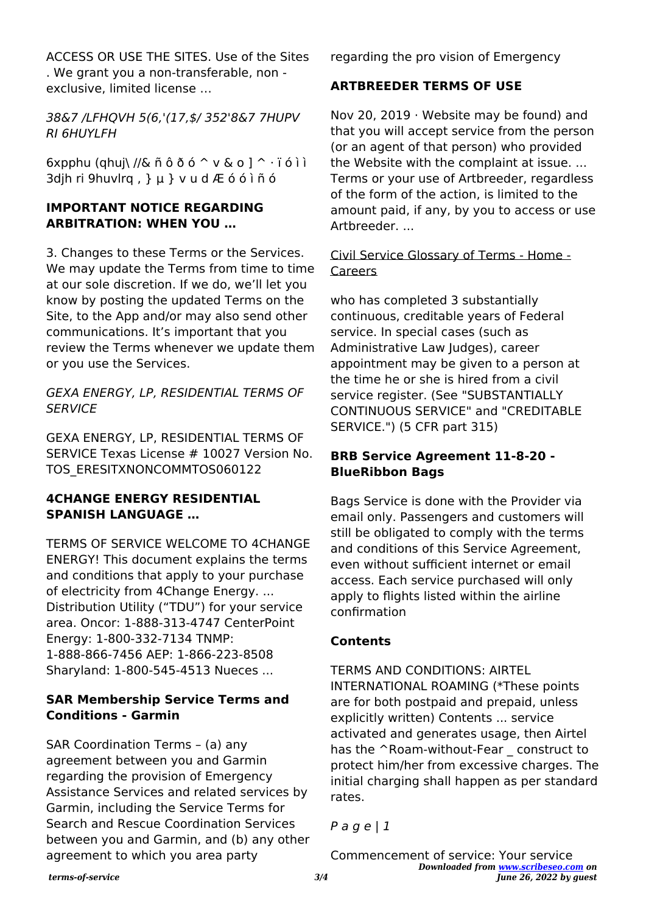ACCESS OR USE THE SITES. Use of the Sites . We grant you a non-transferable, non - exclusive, limited license …

*38&7 /LFHQVH 5(6,'(17,$/ 352'8&7 7HUPV RI 6HUYLFH*

6xpphu (qhuj\ //& ñ ô ð ó ^ v & o ] ^ · ï ó ì ì 3djh ri 9huvlrq , } µ } v u d Æ ó ó ì ñ ó

**IMPORTANT NOTICE REGARDING ARBITRATION: WHEN YOU …**

3. Changes to these Terms or the Services. We may update the Terms from time to time at our sole discretion. If we do, we'll let you know by posting the updated Terms on the Site, to the App and/or may also send other communications. It's important that you review the Terms whenever we update them or you use the Services.

*GEXA ENERGY, LP, RESIDENTIAL TERMS OF SERVICE*

GEXA ENERGY, LP, RESIDENTIAL TERMS OF SERVICE Texas License # 10027 Version No. TOS_ERESITXNONCOMMTOS060122

**4CHANGE ENERGY RESIDENTIAL SPANISH LANGUAGE …**

TERMS OF SERVICE WELCOME TO 4CHANGE ENERGY! This document explains the terms and conditions that apply to your purchase of electricity from 4Change Energy. ... Distribution Utility ("TDU") for your service area. Oncor: 1-888-313-4747 CenterPoint Energy: 1-800-332-7134 TNMP: 1-888-866-7456 AEP: 1-866-223-8508 Sharyland: 1-800-545-4513 Nueces ...

**SAR Membership Service Terms and Conditions - Garmin**

SAR Coordination Terms – (a) any agreement between you and Garmin regarding the provision of Emergency Assistance Services and related services by Garmin, including the Service Terms for Search and Rescue Coordination Services between you and Garmin, and (b) any other agreement to which you area party regarding the pro vision of Emergency

**ARTBREEDER TERMS OF USE**

Nov 20, 2019 · Website may be found) and that you will accept service from the person (or an agent of that person) who provided the Website with the complaint at issue. ... Terms or your use of Artbreeder, regardless of the form of the action, is limited to the amount paid, if any, by you to access or use Artbreeder. ...

Civil Service Glossary of Terms - Home - Careers

who has completed 3 substantially continuous, creditable years of Federal service. In special cases (such as Administrative Law Judges), career appointment may be given to a person at the time he or she is hired from a civil service register. (See "SUBSTANTIALLY CONTINUOUS SERVICE" and "CREDITABLE SERVICE.") (5 CFR part 315)

**BRB Service Agreement 11-8-20 - BlueRibbon Bags**

Bags Service is done with the Provider via email only. Passengers and customers will still be obligated to comply with the terms and conditions of this Service Agreement, even without sufficient internet or email access. Each service purchased will only apply to flights listed within the airline confirmation

**Contents**

TERMS AND CONDITIONS: AIRTEL INTERNATIONAL ROAMING (*These points are for both postpaid and prepaid, unless explicitly written) Contents ... service activated and generates usage, then Airtel has the ^Roam-without-Fear _ construct to protect him/her from excessive charges. The initial charging shall happen as per standard rates.

*P a g e | 1*

Commencement of service: Your service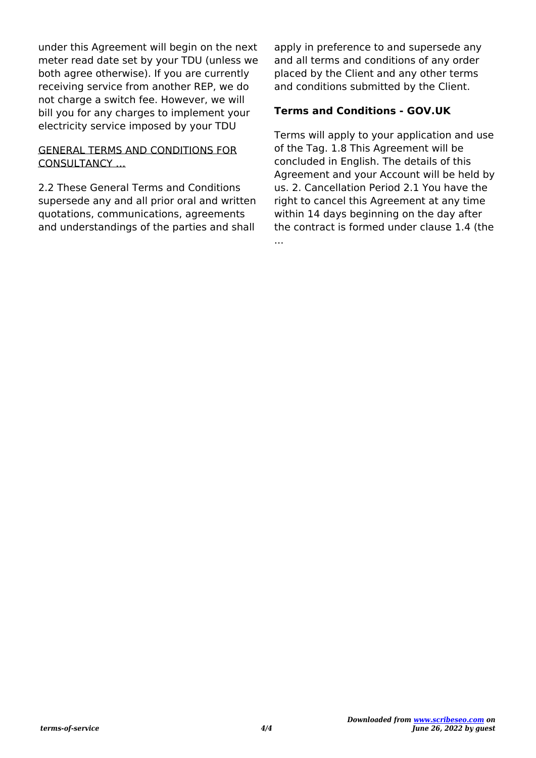under this Agreement will begin on the next meter read date set by your TDU (unless we both agree otherwise). If you are currently receiving service from another REP, we do not charge a switch fee. However, we will bill you for any charges to implement your electricity service imposed by your TDU

GENERAL TERMS AND CONDITIONS FOR CONSULTANCY ...

2.2 These General Terms and Conditions supersede any and all prior oral and written quotations, communications, agreements and understandings of the parties and shall apply in preference to and supersede any and all terms and conditions of any order placed by the Client and any other terms and conditions submitted by the Client.

**Terms and Conditions - GOV.UK**

Terms will apply to your application and use of the Tag. 1.8 This Agreement will be concluded in English. The details of this Agreement and your Account will be held by us. 2. Cancellation Period 2.1 You have the right to cancel this Agreement at any time within 14 days beginning on the day after the contract is formed under clause 1.4 (the ...